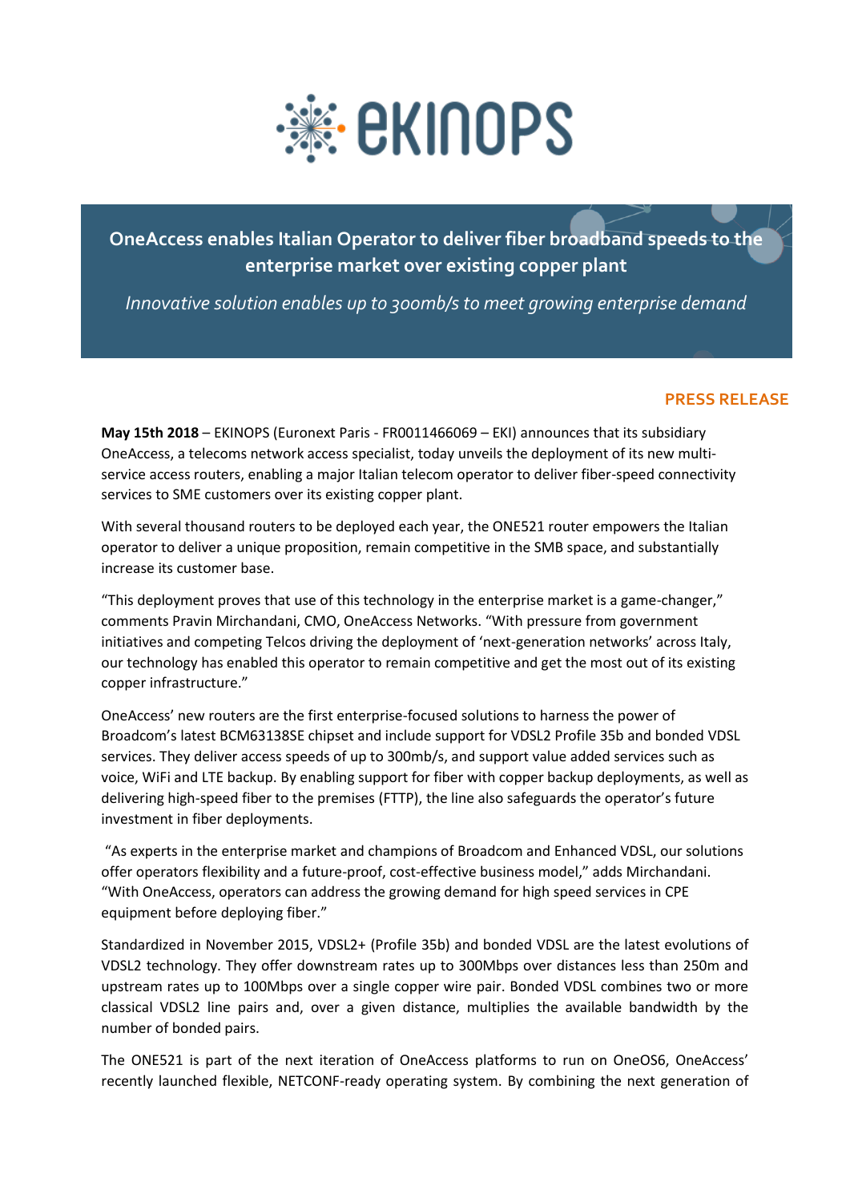# OneAccess enables Italian Operator to deliver fiber broadband speeds to the enterprise market over existing copper plant

*Innovative solution enables up to 300mb/s to meet growing enterprise demand*

**PRESS RELEASE**

**May 15th 2018** – EKINOPS (Euronext Paris - FR0011466069 – EKI) announces that its subsidiary OneAccess, a telecoms network access specialist, today unveils the deployment of its new multi-service access routers, enabling a major Italian telecom operator to deliver fiber-speed connectivity services to SME customers over its existing copper plant.

With several thousand routers to be deployed each year, the ONE521 router empowers the Italian operator to deliver a unique proposition, remain competitive in the SMB space, and substantially increase its customer base.

"This deployment proves that use of this technology in the enterprise market is a game-changer," comments Pravin Mirchandani, CMO, OneAccess Networks. "With pressure from government initiatives and competing Telcos driving the deployment of 'next-generation networks' across Italy, our technology has enabled this operator to remain competitive and get the most out of its existing copper infrastructure."

OneAccess' new routers are the first enterprise-focused solutions to harness the power of Broadcom's latest BCM63138SE chipset and include support for VDSL2 Profile 35b and bonded VDSL services. They deliver access speeds of up to 300mb/s, and support value added services such as voice, WiFi and LTE backup. By enabling support for fiber with copper backup deployments, as well as delivering high-speed fiber to the premises (FTTP), the line also safeguards the operator's future investment in fiber deployments.

"As experts in the enterprise market and champions of Broadcom and Enhanced VDSL, our solutions offer operators flexibility and a future-proof, cost-effective business model," adds Mirchandani. "With OneAccess, operators can address the growing demand for high speed services in CPE equipment before deploying fiber."

Standardized in November 2015, VDSL2+ (Profile 35b) and bonded VDSL are the latest evolutions of VDSL2 technology. They offer downstream rates up to 300Mbps over distances less than 250m and upstream rates up to 100Mbps over a single copper wire pair. Bonded VDSL combines two or more classical VDSL2 line pairs and, over a given distance, multiplies the available bandwidth by the number of bonded pairs.

The ONE521 is part of the next iteration of OneAccess platforms to run on OneOS6, OneAccess' recently launched flexible, NETCONF-ready operating system. By combining the next generation of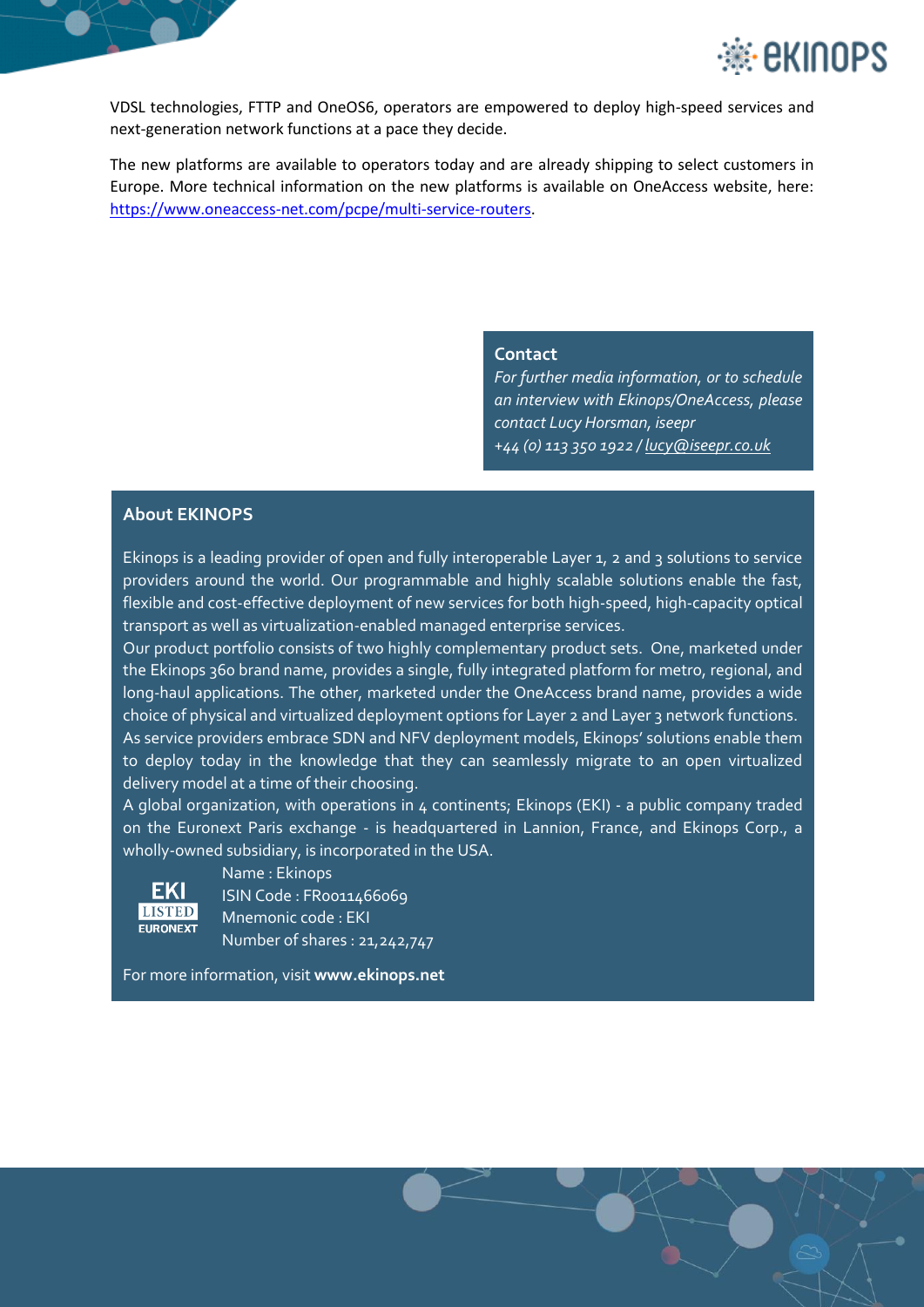VDSL technologies, FTTP and OneOS6, operators are empowered to deploy high-speed services and next-generation network functions at a pace they decide.

The new platforms are available to operators today and are already shipping to select customers in Europe. More technical information on the new platforms is available on OneAccess website, here: https://www.oneaccess-net.com/pcpe/multi-service-routers.

**Contact**

*For further media information, or to schedule an interview with Ekinops/OneAccess, please contact Lucy Horsman, iseepr*

*+44 (0) 113 350 1922 / lucy@iseepr.co.uk*

## About EKINOPS

Ekinops is a leading provider of open and fully interoperable Layer 1, 2 and 3 solutions to service providers around the world. Our programmable and highly scalable solutions enable the fast, flexible and cost-effective deployment of new services for both high-speed, high-capacity optical transport as well as virtualization-enabled managed enterprise services.

Our product portfolio consists of two highly complementary product sets. One, marketed under the Ekinops 360 brand name, provides a single, fully integrated platform for metro, regional, and long-haul applications. The other, marketed under the OneAccess brand name, provides a wide choice of physical and virtualized deployment options for Layer 2 and Layer 3 network functions.

As service providers embrace SDN and NFV deployment models, Ekinops' solutions enable them to deploy today in the knowledge that they can seamlessly migrate to an open virtualized delivery model at a time of their choosing.

A global organization, with operations in 4 continents; Ekinops (EKI) - a public company traded on the Euronext Paris exchange - is headquartered in Lannion, France, and Ekinops Corp., a wholly-owned subsidiary, is incorporated in the USA.

EKI LISTED EURONEXT

Name : Ekinops
ISIN Code : FR0011466069
Mnemonic code : EKI
Number of shares : 21,242,747

For more information, visit **www.ekinops.net**